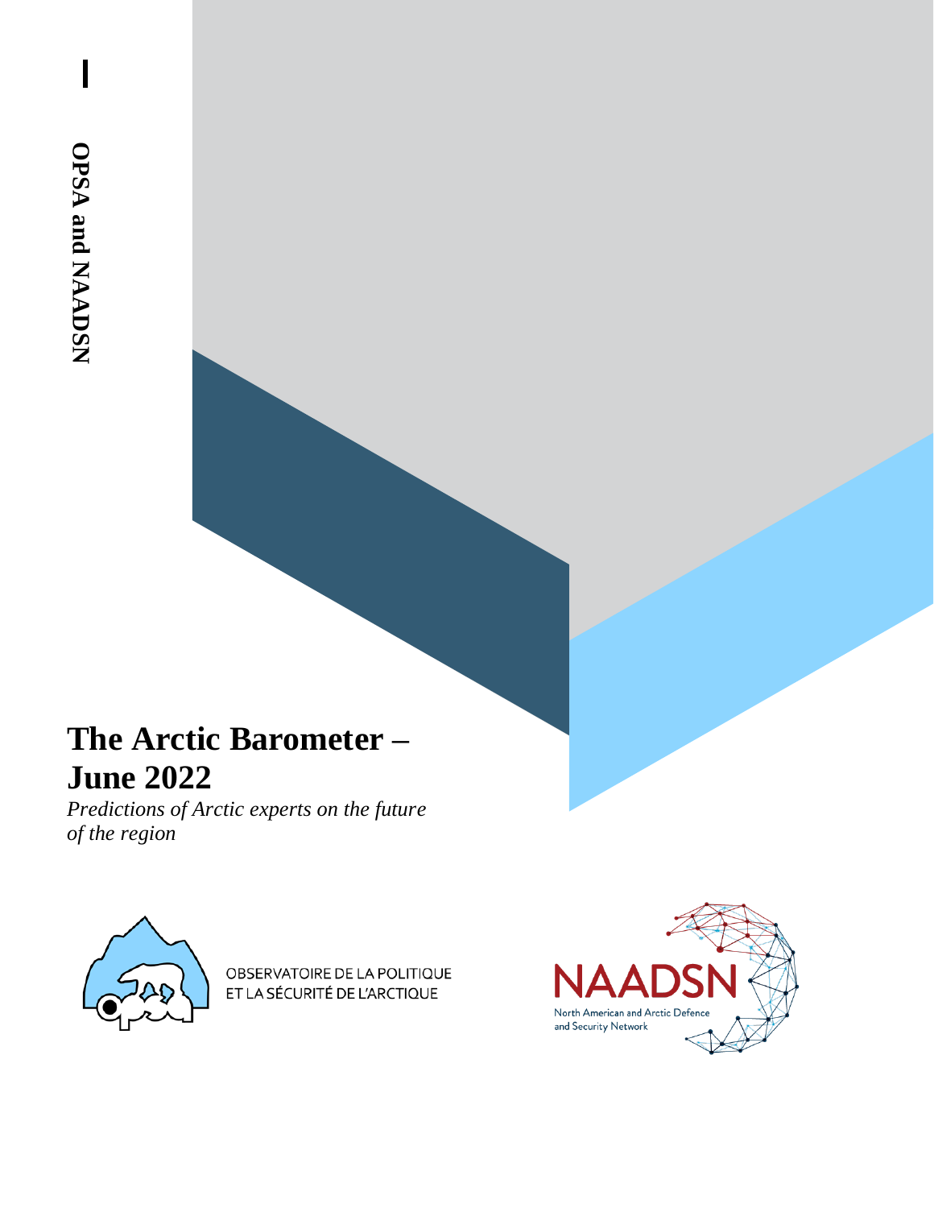OPSA and NAADSN

# The Arctic Barometer – June 2022

*Predictions of Arctic experts on the future of the region*

OBSERVATOIRE DE LA POLITIQUE ET LA SÉCURITÉ DE L'ARCTIQUE

NAADSN

North American and Arctic Defence and Security Network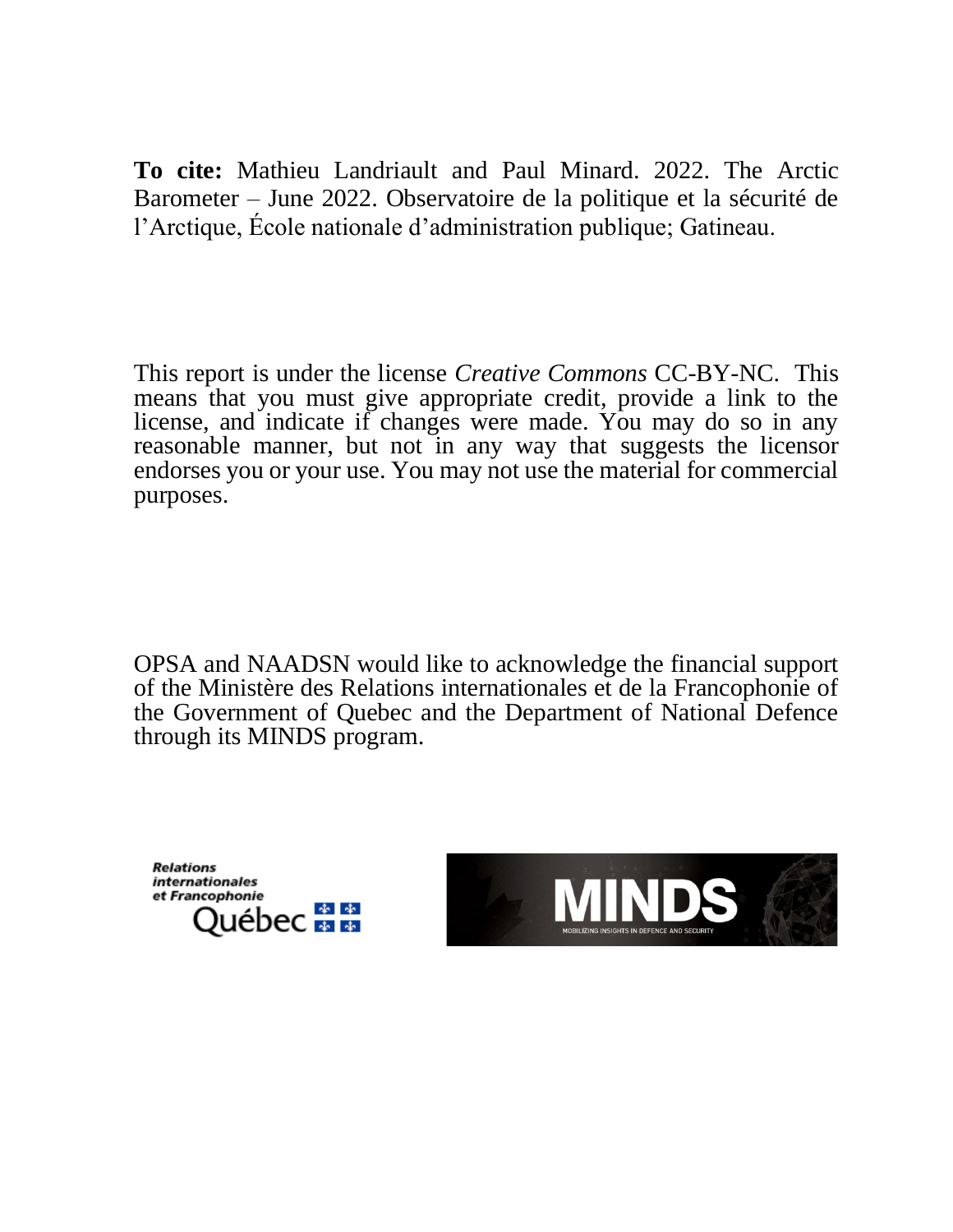**To cite:** Mathieu Landriault and Paul Minard. 2022. The Arctic Barometer – June 2022. Observatoire de la politique et la sécurité de l'Arctique, École nationale d'administration publique; Gatineau.

This report is under the license *Creative Commons* CC-BY-NC. This means that you must give appropriate credit, provide a link to the license, and indicate if changes were made. You may do so in any reasonable manner, but not in any way that suggests the licensor endorses you or your use. You may not use the material for commercial purposes.

OPSA and NAADSN would like to acknowledge the financial support of the Ministère des Relations internationales et de la Francophonie of the Government of Quebec and the Department of National Defence through its MINDS program.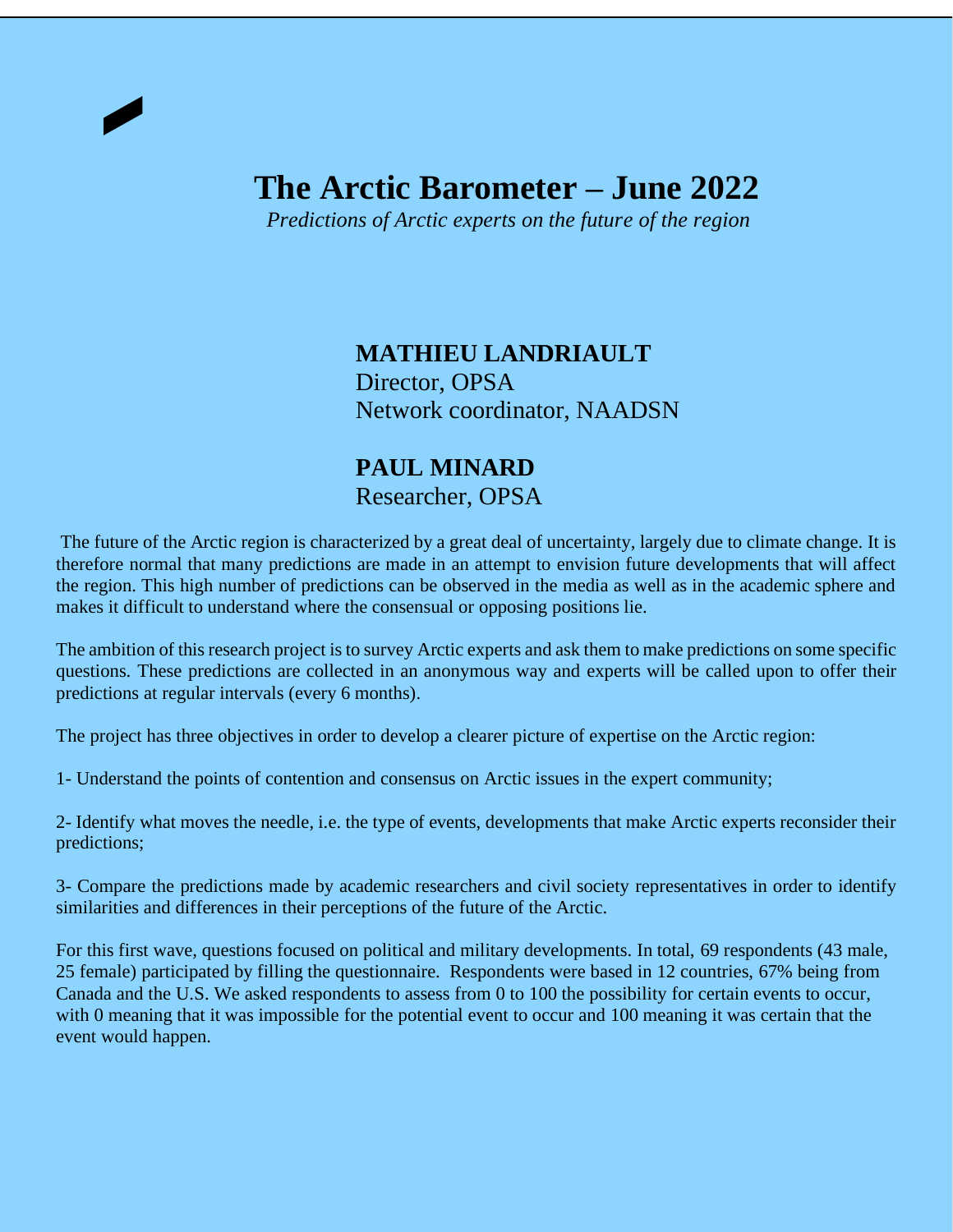# The Arctic Barometer – June 2022

*Predictions of Arctic experts on the future of the region*

**MATHIEU LANDRIAULT**
Director, OPSA
Network coordinator, NAADSN

**PAUL MINARD**
Researcher, OPSA

The future of the Arctic region is characterized by a great deal of uncertainty, largely due to climate change. It is therefore normal that many predictions are made in an attempt to envision future developments that will affect the region. This high number of predictions can be observed in the media as well as in the academic sphere and makes it difficult to understand where the consensual or opposing positions lie.

The ambition of this research project is to survey Arctic experts and ask them to make predictions on some specific questions. These predictions are collected in an anonymous way and experts will be called upon to offer their predictions at regular intervals (every 6 months).

The project has three objectives in order to develop a clearer picture of expertise on the Arctic region:

1- Understand the points of contention and consensus on Arctic issues in the expert community;

2- Identify what moves the needle, i.e. the type of events, developments that make Arctic experts reconsider their predictions;

3- Compare the predictions made by academic researchers and civil society representatives in order to identify similarities and differences in their perceptions of the future of the Arctic.

For this first wave, questions focused on political and military developments. In total, 69 respondents (43 male, 25 female) participated by filling the questionnaire. Respondents were based in 12 countries, 67% being from Canada and the U.S. We asked respondents to assess from 0 to 100 the possibility for certain events to occur, with 0 meaning that it was impossible for the potential event to occur and 100 meaning it was certain that the event would happen.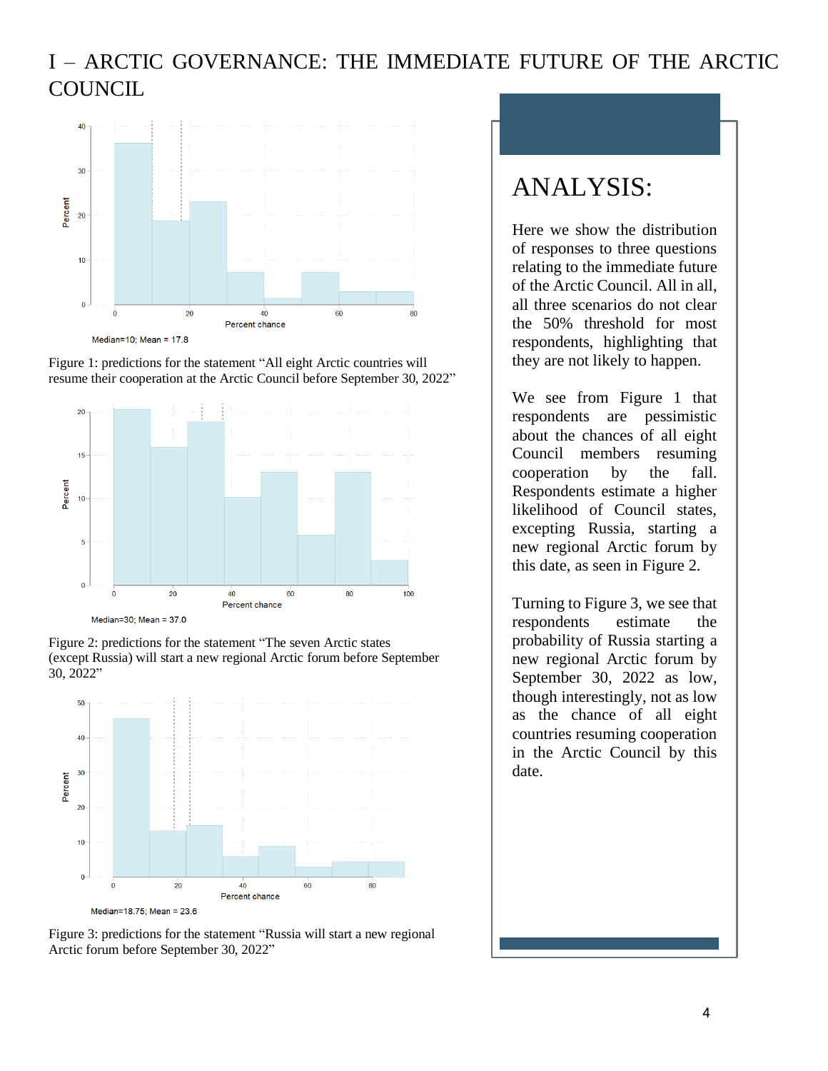# I – ARCTIC GOVERNANCE: THE IMMEDIATE FUTURE OF THE ARCTIC COUNCIL

Median=10; Mean = 17.8

Figure 1: predictions for the statement "All eight Arctic countries will resume their cooperation at the Arctic Council before September 30, 2022"

Median=30; Mean = 37.0

Figure 2: predictions for the statement "The seven Arctic states (except Russia) will start a new regional Arctic forum before September 30, 2022"

Median=18.75; Mean = 23.6

Figure 3: predictions for the statement "Russia will start a new regional Arctic forum before September 30, 2022"

## ANALYSIS:

Here we show the distribution of responses to three questions relating to the immediate future of the Arctic Council. All in all, all three scenarios do not clear the 50% threshold for most respondents, highlighting that they are not likely to happen.

We see from Figure 1 that respondents are pessimistic about the chances of all eight Council members resuming cooperation by the fall. Respondents estimate a higher likelihood of Council states, excepting Russia, starting a new regional Arctic forum by this date, as seen in Figure 2.

Turning to Figure 3, we see that respondents estimate the probability of Russia starting a new regional Arctic forum by September 30, 2022 as low, though interestingly, not as low as the chance of all eight countries resuming cooperation in the Arctic Council by this date.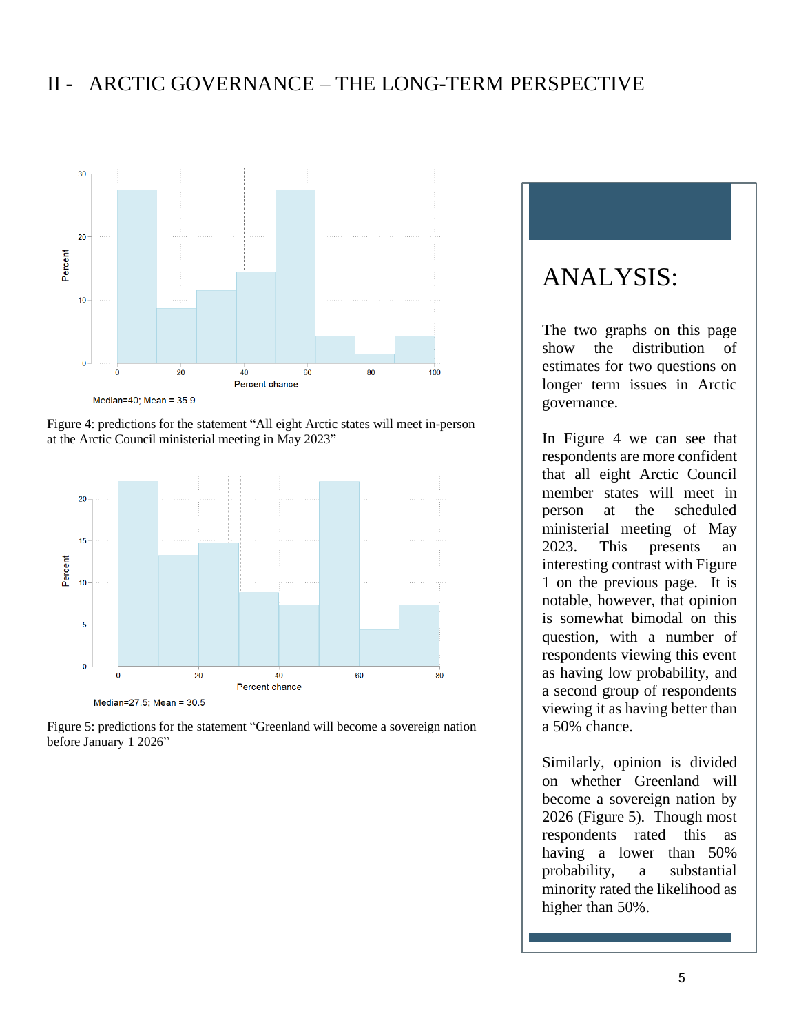# II - ARCTIC GOVERNANCE – THE LONG-TERM PERSPECTIVE

Median=40; Mean = 35.9

Figure 4: predictions for the statement "All eight Arctic states will meet in-person at the Arctic Council ministerial meeting in May 2023"

Median=27.5; Mean = 30.5

Figure 5: predictions for the statement "Greenland will become a sovereign nation before January 1 2026"

## ANALYSIS:

The two graphs on this page show the distribution of estimates for two questions on longer term issues in Arctic governance.

In Figure 4 we can see that respondents are more confident that all eight Arctic Council member states will meet in person at the scheduled ministerial meeting of May 2023. This presents an interesting contrast with Figure 1 on the previous page. It is notable, however, that opinion is somewhat bimodal on this question, with a number of respondents viewing this event as having low probability, and a second group of respondents viewing it as having better than a 50% chance.

Similarly, opinion is divided on whether Greenland will become a sovereign nation by 2026 (Figure 5). Though most respondents rated this as having a lower than 50% probability, a substantial minority rated the likelihood as higher than 50%.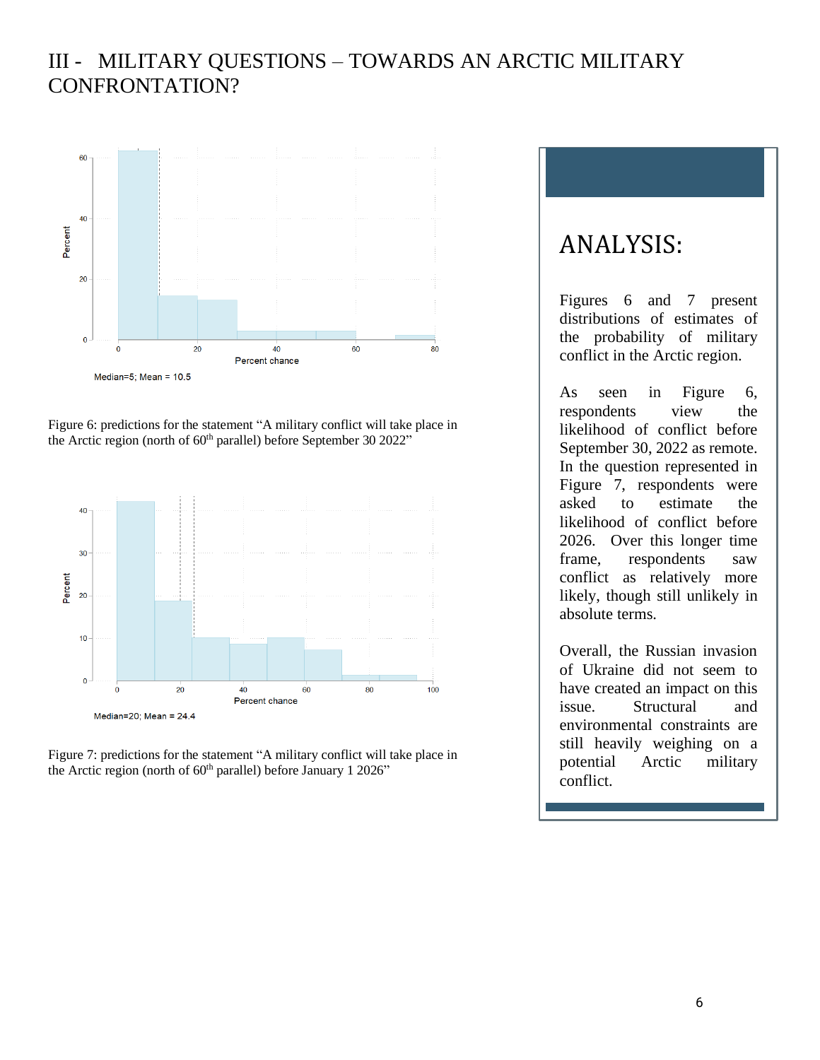# III - MILITARY QUESTIONS – TOWARDS AN ARCTIC MILITARY CONFRONTATION?

Median=5; Mean = 10.5

Figure 6: predictions for the statement "A military conflict will take place in the Arctic region (north of 60th parallel) before September 30 2022"

Median=20; Mean = 24.4

Figure 7: predictions for the statement "A military conflict will take place in the Arctic region (north of 60th parallel) before January 1 2026"

## ANALYSIS:

Figures 6 and 7 present distributions of estimates of the probability of military conflict in the Arctic region.

As seen in Figure 6, respondents view the likelihood of conflict before September 30, 2022 as remote. In the question represented in Figure 7, respondents were asked to estimate the likelihood of conflict before 2026. Over this longer time frame, respondents saw conflict as relatively more likely, though still unlikely in absolute terms.

Overall, the Russian invasion of Ukraine did not seem to have created an impact on this issue. Structural and environmental constraints are still heavily weighing on a potential Arctic military conflict.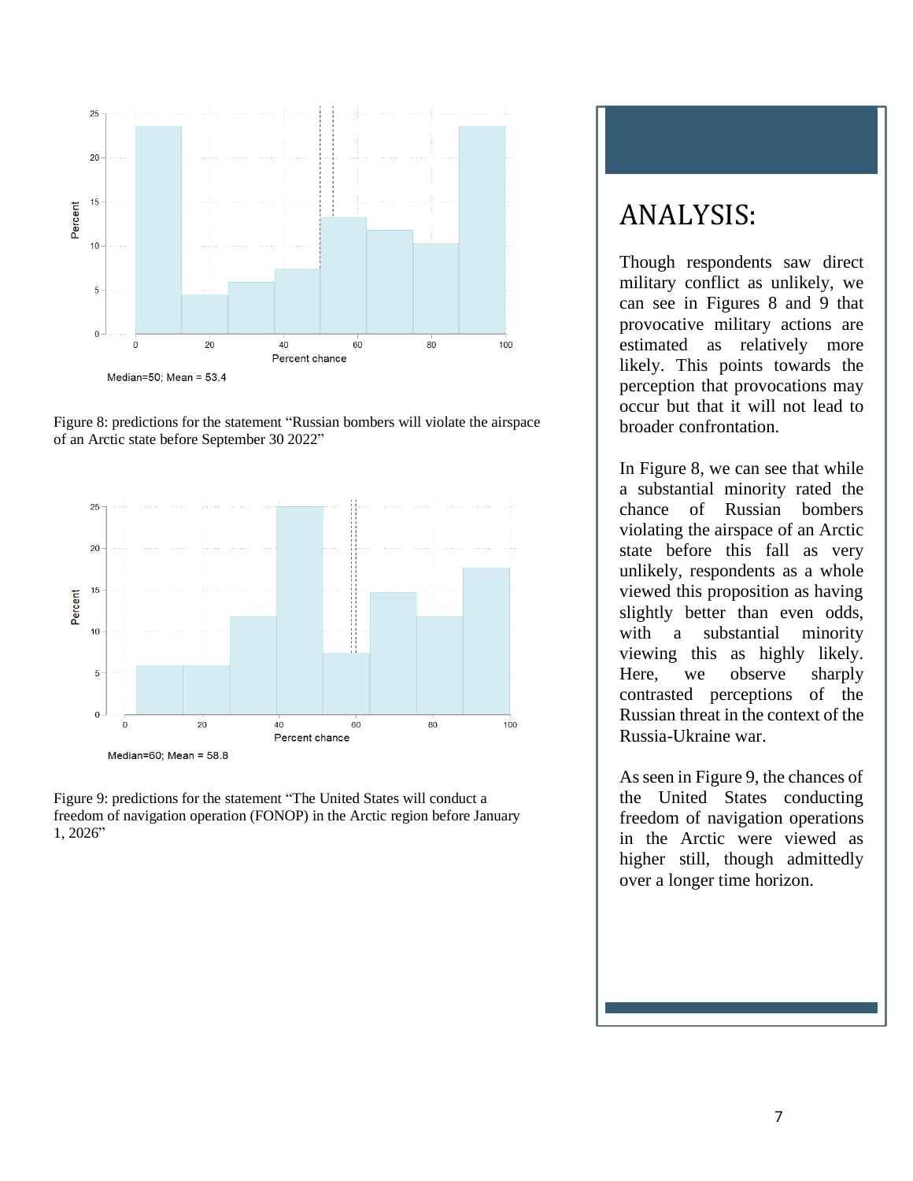Median=50; Mean = 53.4

Figure 8: predictions for the statement "Russian bombers will violate the airspace of an Arctic state before September 30 2022"

Median=60; Mean = 58.8

Figure 9: predictions for the statement "The United States will conduct a freedom of navigation operation (FONOP) in the Arctic region before January 1, 2026"

# ANALYSIS:

Though respondents saw direct military conflict as unlikely, we can see in Figures 8 and 9 that provocative military actions are estimated as relatively more likely. This points towards the perception that provocations may occur but that it will not lead to broader confrontation.

In Figure 8, we can see that while a substantial minority rated the chance of Russian bombers violating the airspace of an Arctic state before this fall as very unlikely, respondents as a whole viewed this proposition as having slightly better than even odds, with a substantial minority viewing this as highly likely. Here, we observe sharply contrasted perceptions of the Russian threat in the context of the Russia-Ukraine war.

As seen in Figure 9, the chances of the United States conducting freedom of navigation operations in the Arctic were viewed as higher still, though admittedly over a longer time horizon.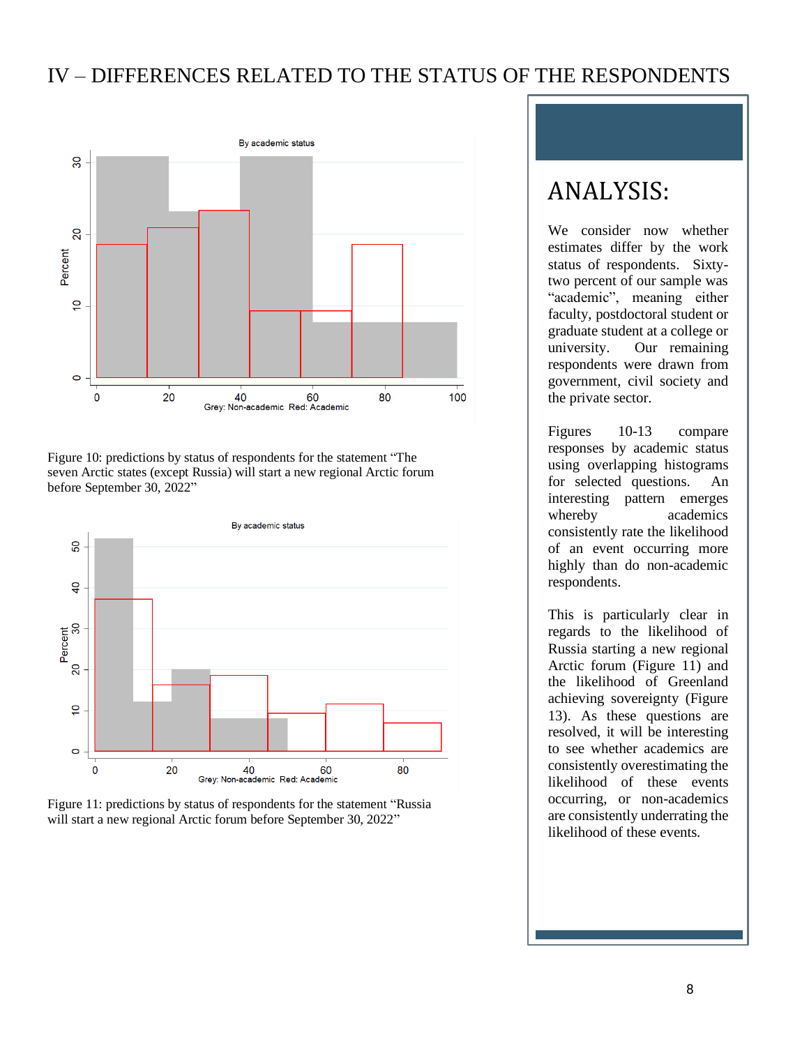# IV – DIFFERENCES RELATED TO THE STATUS OF THE RESPONDENTS

Figure 10: predictions by status of respondents for the statement "The seven Arctic states (except Russia) will start a new regional Arctic forum before September 30, 2022"

Figure 11: predictions by status of respondents for the statement "Russia will start a new regional Arctic forum before September 30, 2022"

## ANALYSIS:

We consider now whether estimates differ by the work status of respondents. Sixty-two percent of our sample was "academic", meaning either faculty, postdoctoral student or graduate student at a college or university. Our remaining respondents were drawn from government, civil society and the private sector.

Figures 10-13 compare responses by academic status using overlapping histograms for selected questions. An interesting pattern emerges whereby academics consistently rate the likelihood of an event occurring more highly than do non-academic respondents.

This is particularly clear in regards to the likelihood of Russia starting a new regional Arctic forum (Figure 11) and the likelihood of Greenland achieving sovereignty (Figure 13). As these questions are resolved, it will be interesting to see whether academics are consistently overestimating the likelihood of these events occurring, or non-academics are consistently underrating the likelihood of these events.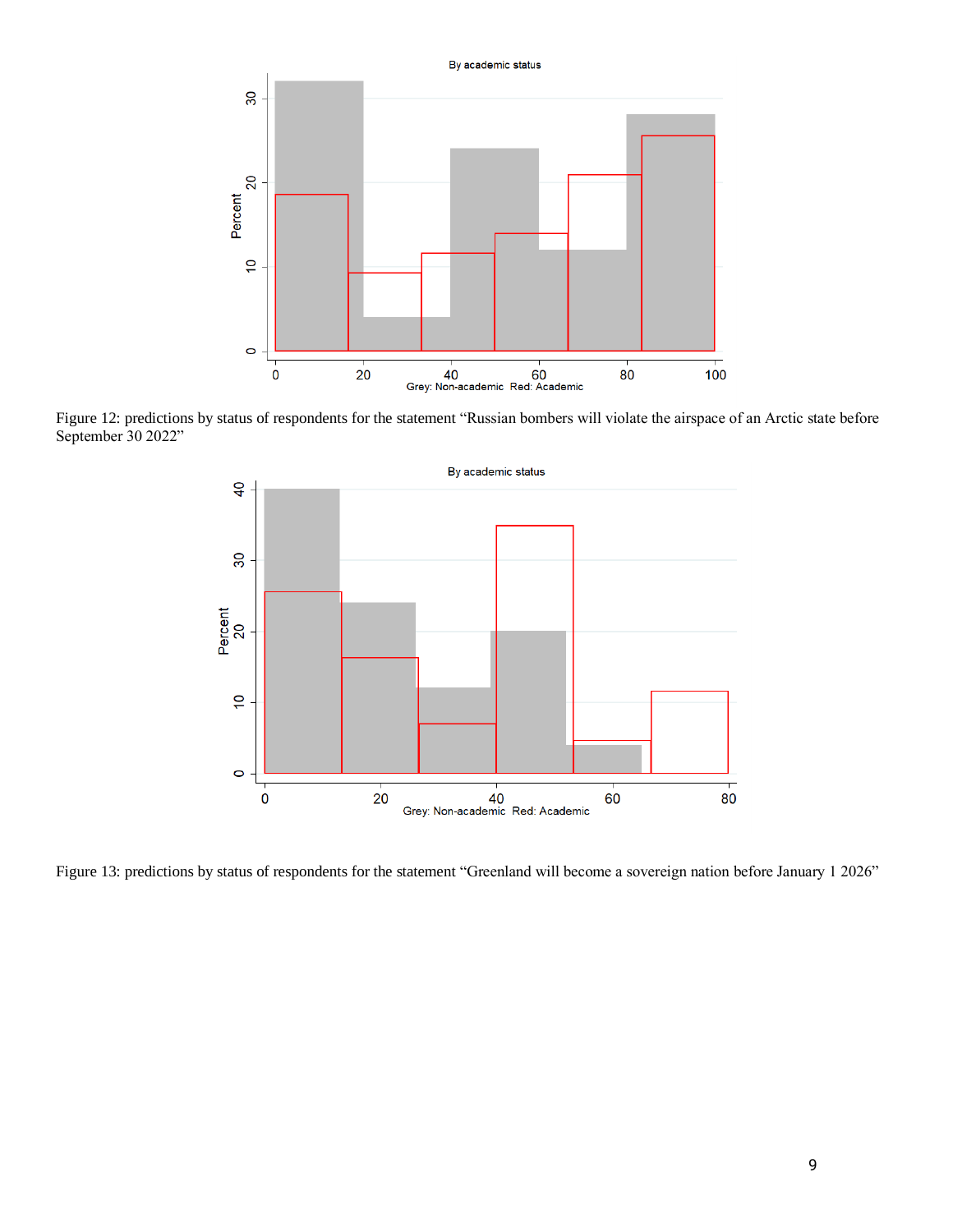Figure 12: predictions by status of respondents for the statement “Russian bombers will violate the airspace of an Arctic state before September 30 2022”

Figure 13: predictions by status of respondents for the statement “Greenland will become a sovereign nation before January 1 2026”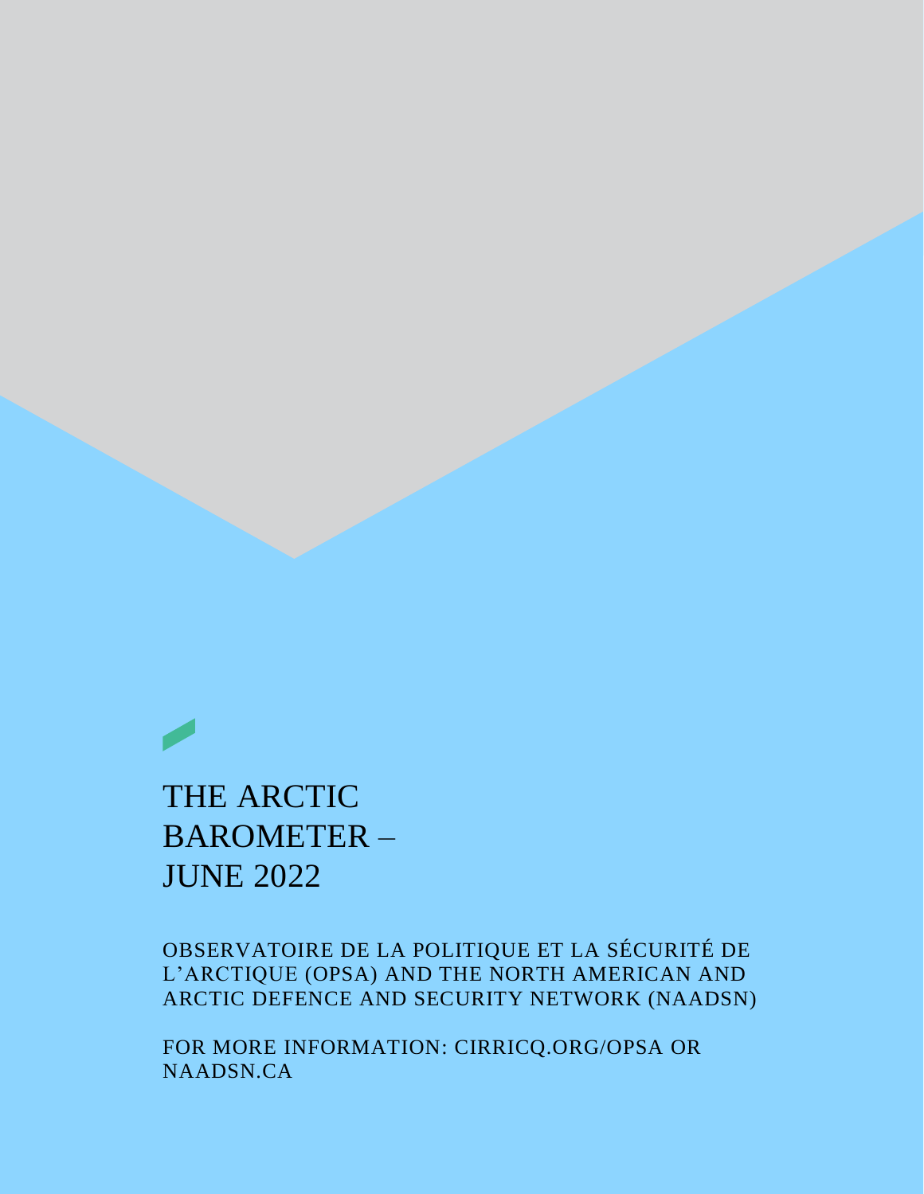# THE ARCTIC BAROMETER – JUNE 2022

OBSERVATOIRE DE LA POLITIQUE ET LA SÉCURITÉ DE L'ARCTIQUE (OPSA) AND THE NORTH AMERICAN AND ARCTIC DEFENCE AND SECURITY NETWORK (NAADSN)

FOR MORE INFORMATION: CIRRICQ.ORG/OPSA OR NAADSN.CA